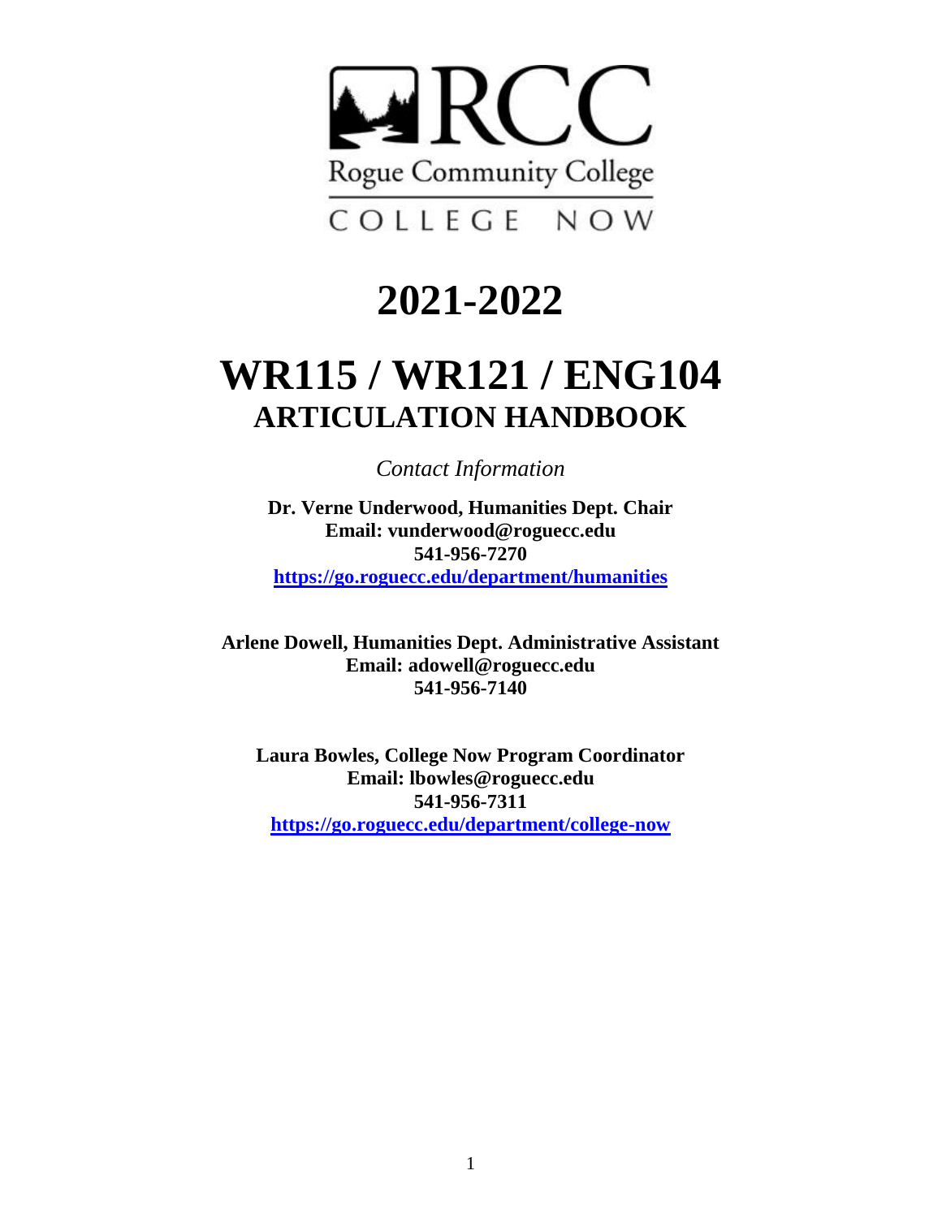RCC

Rogue Community College

COLLEGE NOW

# 2021-2022

# WR115 / WR121 / ENG104
## ARTICULATION HANDBOOK

*Contact Information*

**Dr. Verne Underwood, Humanities Dept. Chair**
**Email: vunderwood@roguecc.edu**
**541-956-7270**
**https://go.roguecc.edu/department/humanities**

**Arlene Dowell, Humanities Dept. Administrative Assistant**
**Email: adowell@roguecc.edu**
**541-956-7140**

**Laura Bowles, College Now Program Coordinator**
**Email: lbowles@roguecc.edu**
**541-956-7311**
**https://go.roguecc.edu/department/college-now**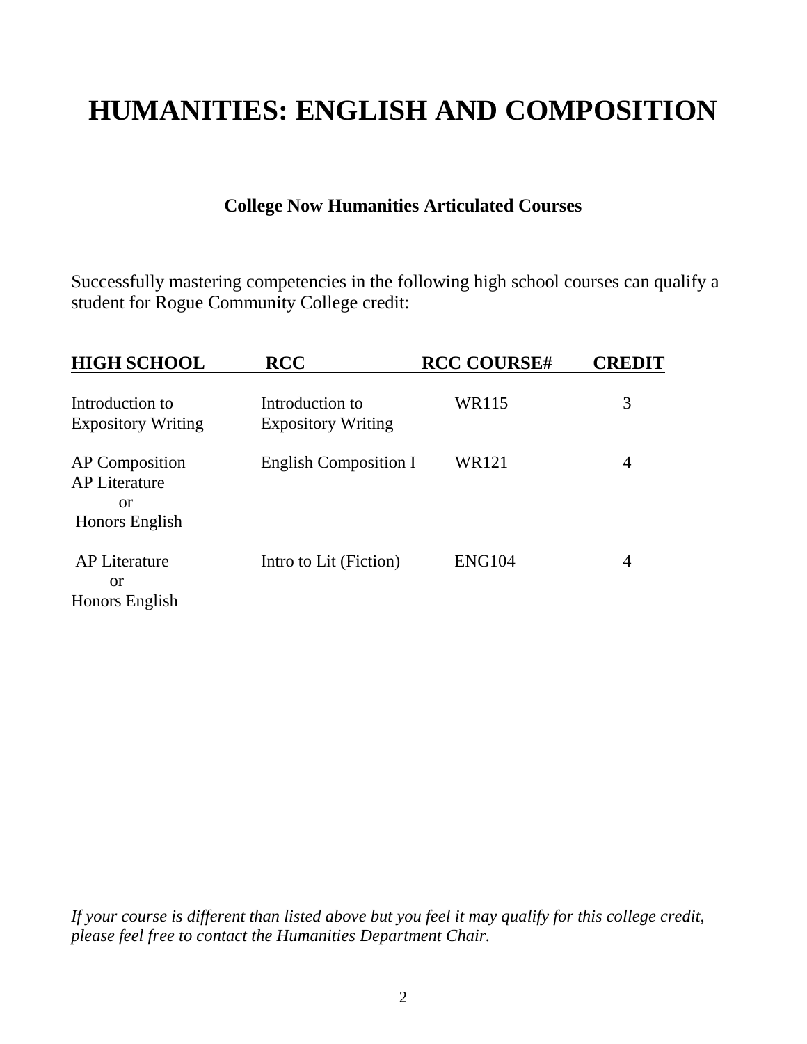# HUMANITIES: ENGLISH AND COMPOSITION

### College Now Humanities Articulated Courses

Successfully mastering competencies in the following high school courses can qualify a student for Rogue Community College credit:

| HIGH SCHOOL | RCC | RCC COURSE# | CREDIT |
|---|---|---|---|
| Introduction to Expository Writing | Introduction to Expository Writing | WR115 | 3 |
| AP Composition<br>AP Literature<br>or<br>Honors English | English Composition I | WR121 | 4 |
| AP Literature<br>or<br>Honors English | Intro to Lit (Fiction) | ENG104 | 4 |

*If your course is different than listed above but you feel it may qualify for this college credit, please feel free to contact the Humanities Department Chair.*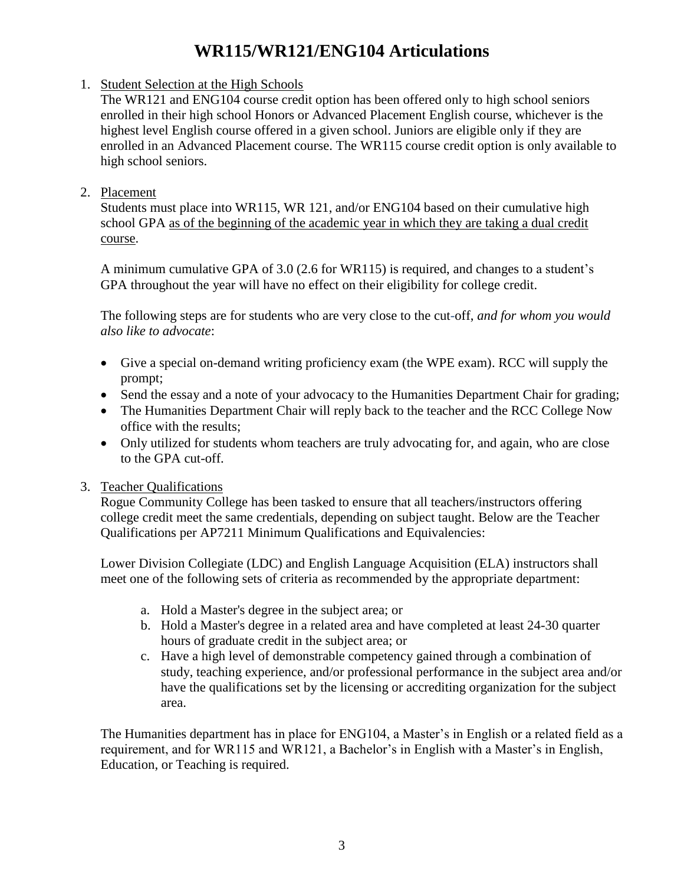# WR115/WR121/ENG104 Articulations

1. Student Selection at the High Schools

   The WR121 and ENG104 course credit option has been offered only to high school seniors enrolled in their high school Honors or Advanced Placement English course, whichever is the highest level English course offered in a given school. Juniors are eligible only if they are enrolled in an Advanced Placement course. The WR115 course credit option is only available to high school seniors.

2. Placement

   Students must place into WR115, WR 121, and/or ENG104 based on their cumulative high school GPA as of the beginning of the academic year in which they are taking a dual credit course.

   A minimum cumulative GPA of 3.0 (2.6 for WR115) is required, and changes to a student's GPA throughout the year will have no effect on their eligibility for college credit.

   The following steps are for students who are very close to the cut-off, *and for whom you would also like to advocate*:

   - Give a special on-demand writing proficiency exam (the WPE exam). RCC will supply the prompt;
   - Send the essay and a note of your advocacy to the Humanities Department Chair for grading;
   - The Humanities Department Chair will reply back to the teacher and the RCC College Now office with the results;
   - Only utilized for students whom teachers are truly advocating for, and again, who are close to the GPA cut-off.

3. Teacher Qualifications

   Rogue Community College has been tasked to ensure that all teachers/instructors offering college credit meet the same credentials, depending on subject taught. Below are the Teacher Qualifications per AP7211 Minimum Qualifications and Equivalencies:

   Lower Division Collegiate (LDC) and English Language Acquisition (ELA) instructors shall meet one of the following sets of criteria as recommended by the appropriate department:

   a. Hold a Master's degree in the subject area; or
   b. Hold a Master's degree in a related area and have completed at least 24-30 quarter hours of graduate credit in the subject area; or
   c. Have a high level of demonstrable competency gained through a combination of study, teaching experience, and/or professional performance in the subject area and/or have the qualifications set by the licensing or accrediting organization for the subject area.

   The Humanities department has in place for ENG104, a Master's in English or a related field as a requirement, and for WR115 and WR121, a Bachelor's in English with a Master's in English, Education, or Teaching is required.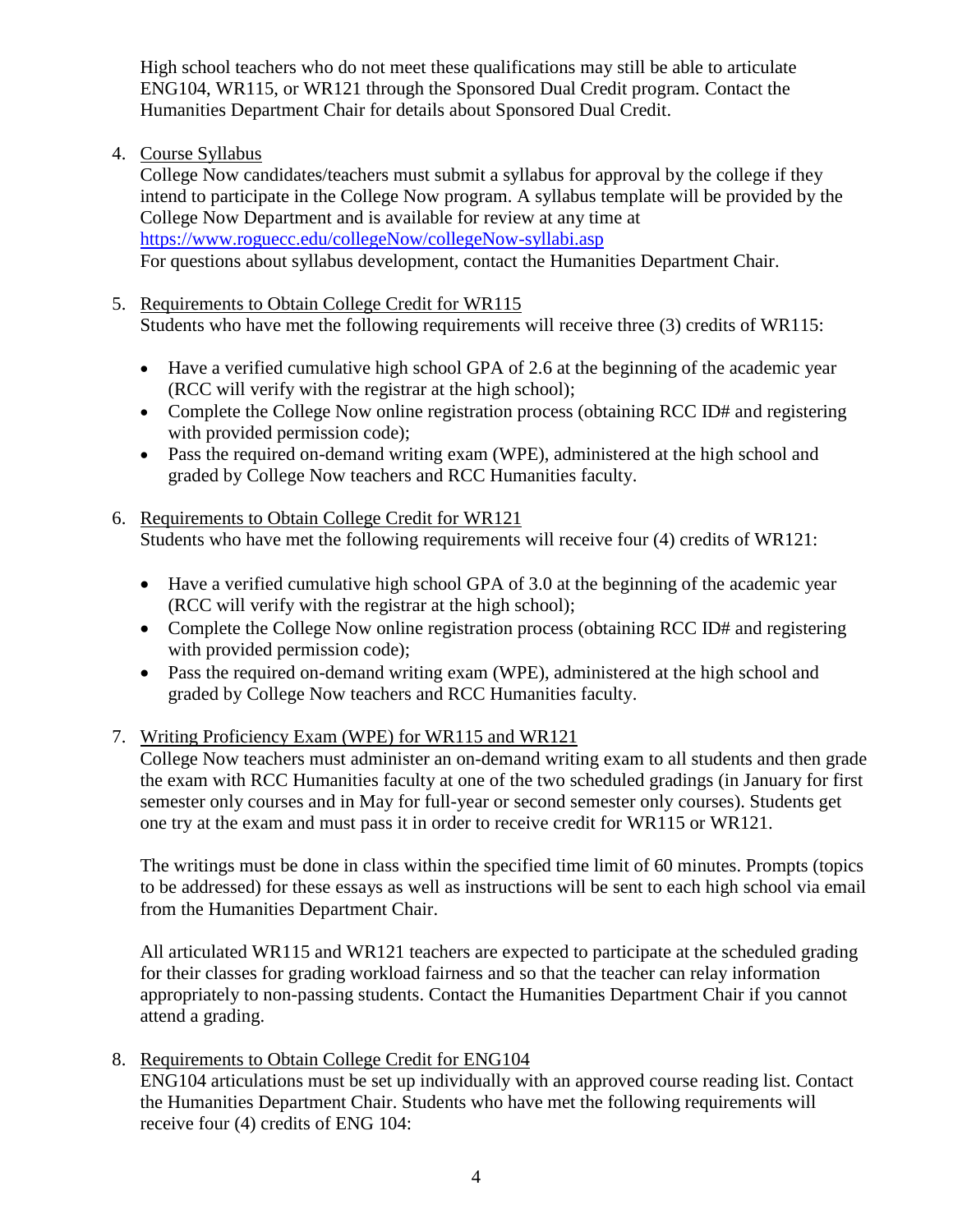High school teachers who do not meet these qualifications may still be able to articulate ENG104, WR115, or WR121 through the Sponsored Dual Credit program. Contact the Humanities Department Chair for details about Sponsored Dual Credit.

4. Course Syllabus

   College Now candidates/teachers must submit a syllabus for approval by the college if they intend to participate in the College Now program. A syllabus template will be provided by the College Now Department and is available for review at any time at https://www.roguecc.edu/collegeNow/collegeNow-syllabi.asp
   For questions about syllabus development, contact the Humanities Department Chair.

5. Requirements to Obtain College Credit for WR115

   Students who have met the following requirements will receive three (3) credits of WR115:

   - Have a verified cumulative high school GPA of 2.6 at the beginning of the academic year (RCC will verify with the registrar at the high school);
   - Complete the College Now online registration process (obtaining RCC ID# and registering with provided permission code);
   - Pass the required on-demand writing exam (WPE), administered at the high school and graded by College Now teachers and RCC Humanities faculty.

6. Requirements to Obtain College Credit for WR121

   Students who have met the following requirements will receive four (4) credits of WR121:

   - Have a verified cumulative high school GPA of 3.0 at the beginning of the academic year (RCC will verify with the registrar at the high school);
   - Complete the College Now online registration process (obtaining RCC ID# and registering with provided permission code);
   - Pass the required on-demand writing exam (WPE), administered at the high school and graded by College Now teachers and RCC Humanities faculty.

7. Writing Proficiency Exam (WPE) for WR115 and WR121

   College Now teachers must administer an on-demand writing exam to all students and then grade the exam with RCC Humanities faculty at one of the two scheduled gradings (in January for first semester only courses and in May for full-year or second semester only courses). Students get one try at the exam and must pass it in order to receive credit for WR115 or WR121.

   The writings must be done in class within the specified time limit of 60 minutes. Prompts (topics to be addressed) for these essays as well as instructions will be sent to each high school via email from the Humanities Department Chair.

   All articulated WR115 and WR121 teachers are expected to participate at the scheduled grading for their classes for grading workload fairness and so that the teacher can relay information appropriately to non-passing students. Contact the Humanities Department Chair if you cannot attend a grading.

8. Requirements to Obtain College Credit for ENG104

   ENG104 articulations must be set up individually with an approved course reading list. Contact the Humanities Department Chair. Students who have met the following requirements will receive four (4) credits of ENG 104: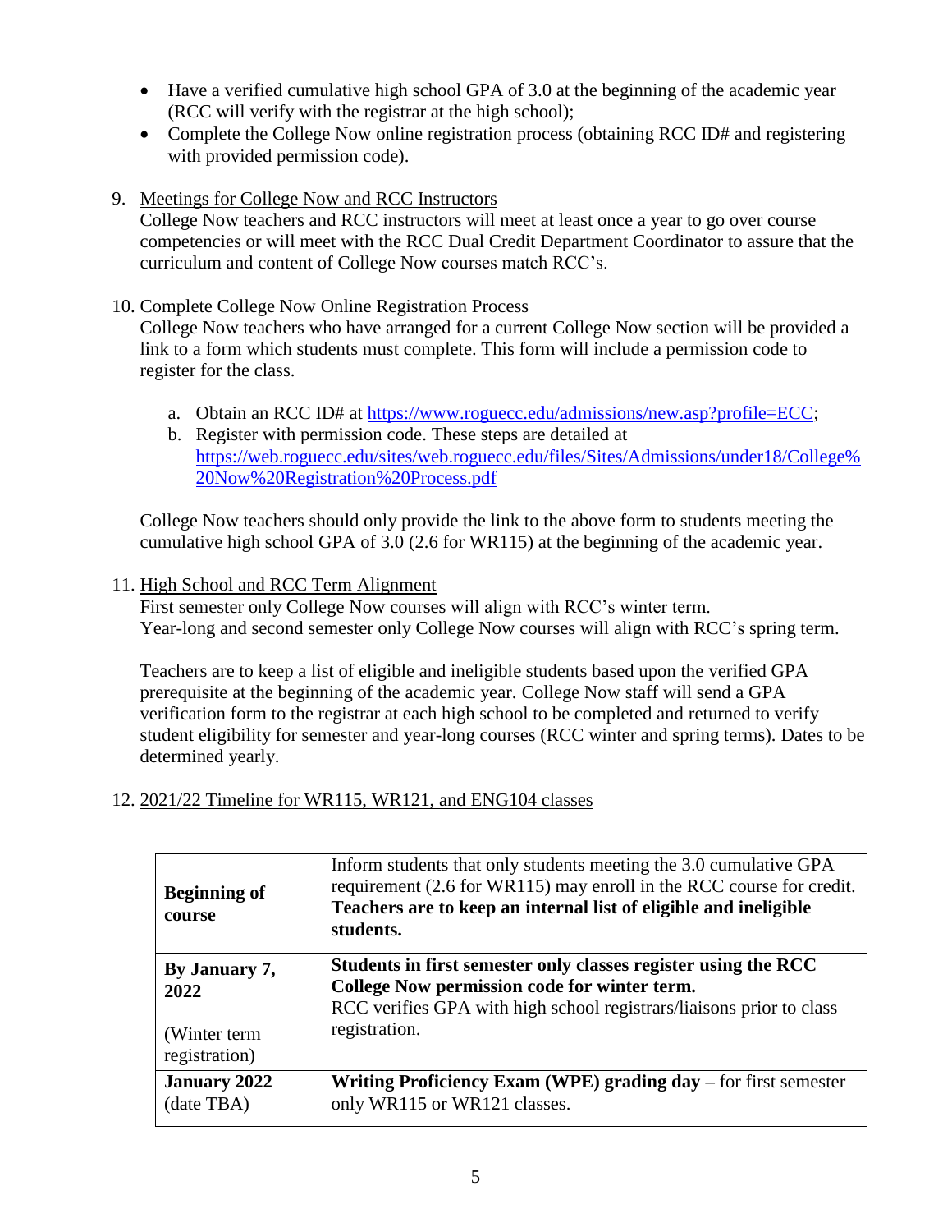- Have a verified cumulative high school GPA of 3.0 at the beginning of the academic year (RCC will verify with the registrar at the high school);
- Complete the College Now online registration process (obtaining RCC ID# and registering with provided permission code).

9. Meetings for College Now and RCC Instructors

   College Now teachers and RCC instructors will meet at least once a year to go over course competencies or will meet with the RCC Dual Credit Department Coordinator to assure that the curriculum and content of College Now courses match RCC's.

10. Complete College Now Online Registration Process

    College Now teachers who have arranged for a current College Now section will be provided a link to a form which students must complete. This form will include a permission code to register for the class.

    a. Obtain an RCC ID# at https://www.roguecc.edu/admissions/new.asp?profile=ECC;
    b. Register with permission code. These steps are detailed at https://web.roguecc.edu/sites/web.roguecc.edu/files/Sites/Admissions/under18/College%20Now%20Registration%20Process.pdf

    College Now teachers should only provide the link to the above form to students meeting the cumulative high school GPA of 3.0 (2.6 for WR115) at the beginning of the academic year.

11. High School and RCC Term Alignment

    First semester only College Now courses will align with RCC's winter term.
    Year-long and second semester only College Now courses will align with RCC's spring term.

    Teachers are to keep a list of eligible and ineligible students based upon the verified GPA prerequisite at the beginning of the academic year. College Now staff will send a GPA verification form to the registrar at each high school to be completed and returned to verify student eligibility for semester and year-long courses (RCC winter and spring terms). Dates to be determined yearly.

12. 2021/22 Timeline for WR115, WR121, and ENG104 classes

| | |
|---|---|
| **Beginning of course** | Inform students that only students meeting the 3.0 cumulative GPA requirement (2.6 for WR115) may enroll in the RCC course for credit. **Teachers are to keep an internal list of eligible and ineligible students.** |
| **By January 7, 2022**<br><br>(Winter term registration) | **Students in first semester only classes register using the RCC College Now permission code for winter term.**<br>RCC verifies GPA with high school registrars/liaisons prior to class registration. |
| **January 2022** (date TBA) | **Writing Proficiency Exam (WPE) grading day –** for first semester only WR115 or WR121 classes. |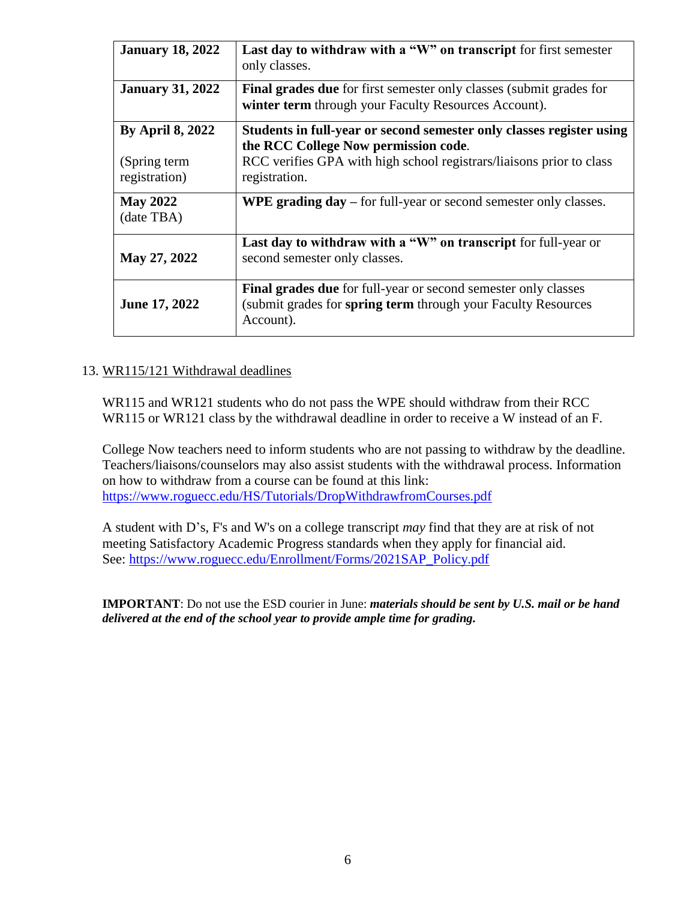| | |
|---|---|
| **January 18, 2022** | **Last day to withdraw with a "W" on transcript** for first semester only classes. |
| **January 31, 2022** | **Final grades due** for first semester only classes (submit grades for **winter term** through your Faculty Resources Account). |
| **By April 8, 2022** (Spring term registration) | **Students in full-year or second semester only classes register using the RCC College Now permission code**. RCC verifies GPA with high school registrars/liaisons prior to class registration. |
| **May 2022** (date TBA) | **WPE grading day** – for full-year or second semester only classes. |
| **May 27, 2022** | **Last day to withdraw with a "W" on transcript** for full-year or second semester only classes. |
| **June 17, 2022** | **Final grades due** for full-year or second semester only classes (submit grades for **spring term** through your Faculty Resources Account). |

13. WR115/121 Withdrawal deadlines

WR115 and WR121 students who do not pass the WPE should withdraw from their RCC WR115 or WR121 class by the withdrawal deadline in order to receive a W instead of an F.

College Now teachers need to inform students who are not passing to withdraw by the deadline. Teachers/liaisons/counselors may also assist students with the withdrawal process. Information on how to withdraw from a course can be found at this link: https://www.roguecc.edu/HS/Tutorials/DropWithdrawfromCourses.pdf

A student with D's, F's and W's on a college transcript *may* find that they are at risk of not meeting Satisfactory Academic Progress standards when they apply for financial aid. See: https://www.roguecc.edu/Enrollment/Forms/2021SAP_Policy.pdf

**IMPORTANT**: Do not use the ESD courier in June: ***materials should be sent by U.S. mail or be hand delivered at the end of the school year to provide ample time for grading.***